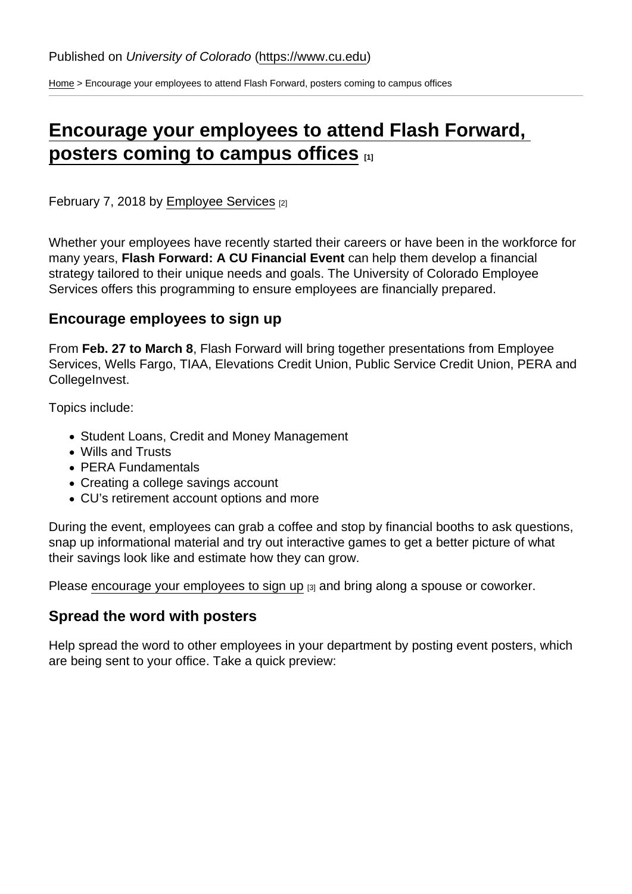Published on *University of Colorado* (https://www.cu.edu)

Home > Encourage your employees to attend Flash Forward, posters coming to campus offices

# Encourage your employees to attend Flash Forward, posters coming to campus offices [1]

February 7, 2018 by Employee Services [2]

Whether your employees have recently started their careers or have been in the workforce for many years, **Flash Forward: A CU Financial Event** can help them develop a financial strategy tailored to their unique needs and goals. The University of Colorado Employee Services offers this programming to ensure employees are financially prepared.

## Encourage employees to sign up

From **Feb. 27 to March 8**, Flash Forward will bring together presentations from Employee Services, Wells Fargo, TIAA, Elevations Credit Union, Public Service Credit Union, PERA and CollegeInvest.

Topics include:

- Student Loans, Credit and Money Management
- Wills and Trusts
- PERA Fundamentals
- Creating a college savings account
- CU's retirement account options and more

During the event, employees can grab a coffee and stop by financial booths to ask questions, snap up informational material and try out interactive games to get a better picture of what their savings look like and estimate how they can grow.

Please encourage your employees to sign up [3] and bring along a spouse or coworker.

## Spread the word with posters

Help spread the word to other employees in your department by posting event posters, which are being sent to your office. Take a quick preview: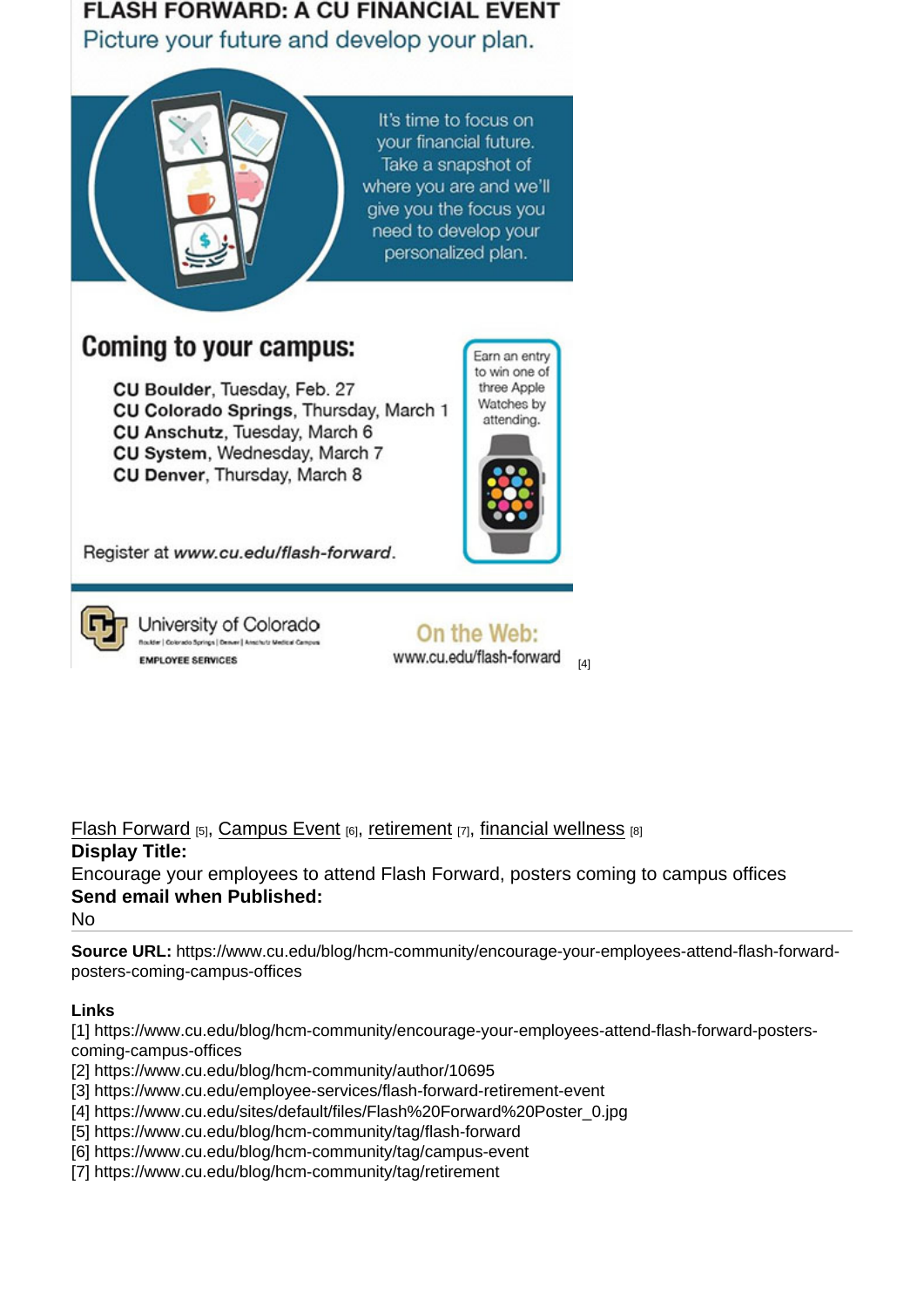# FLASH FORWARD: A CU FINANCIAL EVENT

Picture your future and develop your plan.

It's time to focus on your financial future. Take a snapshot of where you are and we'll give you the focus you need to develop your personalized plan.

## Coming to your campus:

**CU Boulder**, Tuesday, Feb. 27
**CU Colorado Springs**, Thursday, March 1
**CU Anschutz**, Tuesday, March 6
**CU System**, Wednesday, March 7
**CU Denver**, Thursday, March 8

Earn an entry to win one of three Apple Watches by attending.

Register at *www.cu.edu/flash-forward*.

University of Colorado
Boulder | Colorado Springs | Denver | Anschutz Medical Campus
EMPLOYEE SERVICES

On the Web:
www.cu.edu/flash-forward [4]

Flash Forward [5], Campus Event [6], retirement [7], financial wellness [8]

**Display Title:**

Encourage your employees to attend Flash Forward, posters coming to campus offices

**Send email when Published:**

No

---

**Source URL:** https://www.cu.edu/blog/hcm-community/encourage-your-employees-attend-flash-forward-posters-coming-campus-offices

**Links**

[1] https://www.cu.edu/blog/hcm-community/encourage-your-employees-attend-flash-forward-posters-coming-campus-offices
[2] https://www.cu.edu/blog/hcm-community/author/10695
[3] https://www.cu.edu/employee-services/flash-forward-retirement-event
[4] https://www.cu.edu/sites/default/files/Flash%20Forward%20Poster_0.jpg
[5] https://www.cu.edu/blog/hcm-community/tag/flash-forward
[6] https://www.cu.edu/blog/hcm-community/tag/campus-event
[7] https://www.cu.edu/blog/hcm-community/tag/retirement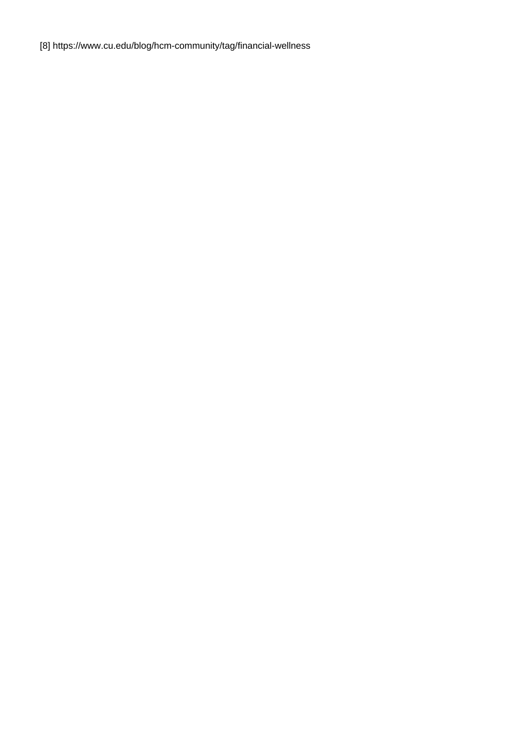[8] https://www.cu.edu/blog/hcm-community/tag/financial-wellness